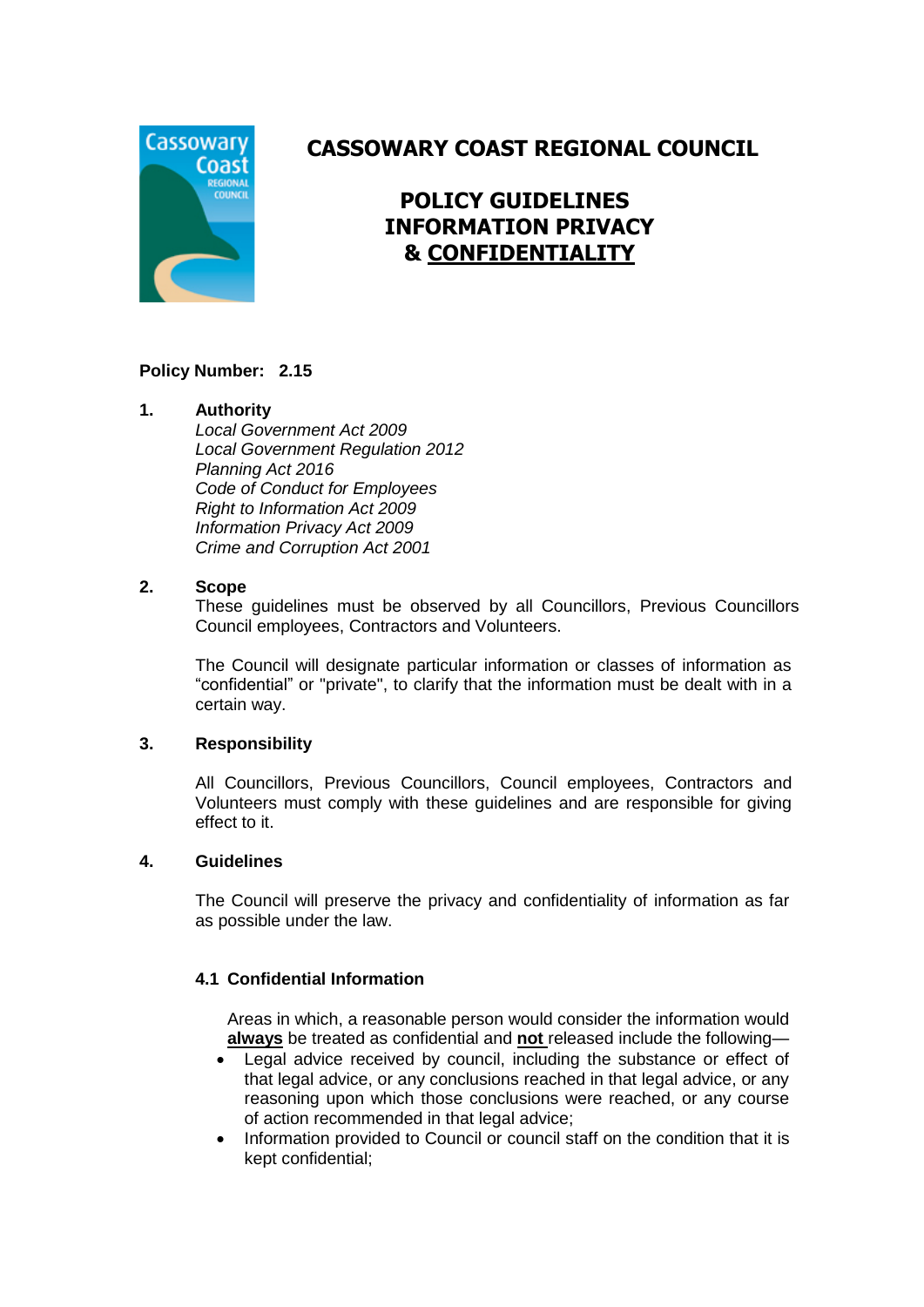# CASSOWARY COAST REGIONAL COUNCIL

## POLICY GUIDELINES INFORMATION PRIVACY & CONFIDENTIALITY

**Policy Number: 2.15**

**1. Authority**

*Local Government Act 2009*
*Local Government Regulation 2012*
*Planning Act 2016*
*Code of Conduct for Employees*
*Right to Information Act 2009*
*Information Privacy Act 2009*
*Crime and Corruption Act 2001*

**2. Scope**

These guidelines must be observed by all Councillors, Previous Councillors Council employees, Contractors and Volunteers.

The Council will designate particular information or classes of information as "confidential" or "private", to clarify that the information must be dealt with in a certain way.

**3. Responsibility**

All Councillors, Previous Councillors, Council employees, Contractors and Volunteers must comply with these guidelines and are responsible for giving effect to it.

**4. Guidelines**

The Council will preserve the privacy and confidentiality of information as far as possible under the law.

**4.1 Confidential Information**

Areas in which, a reasonable person would consider the information would **always** be treated as confidential and **not** released include the following—

- Legal advice received by council, including the substance or effect of that legal advice, or any conclusions reached in that legal advice, or any reasoning upon which those conclusions were reached, or any course of action recommended in that legal advice;
- Information provided to Council or council staff on the condition that it is kept confidential;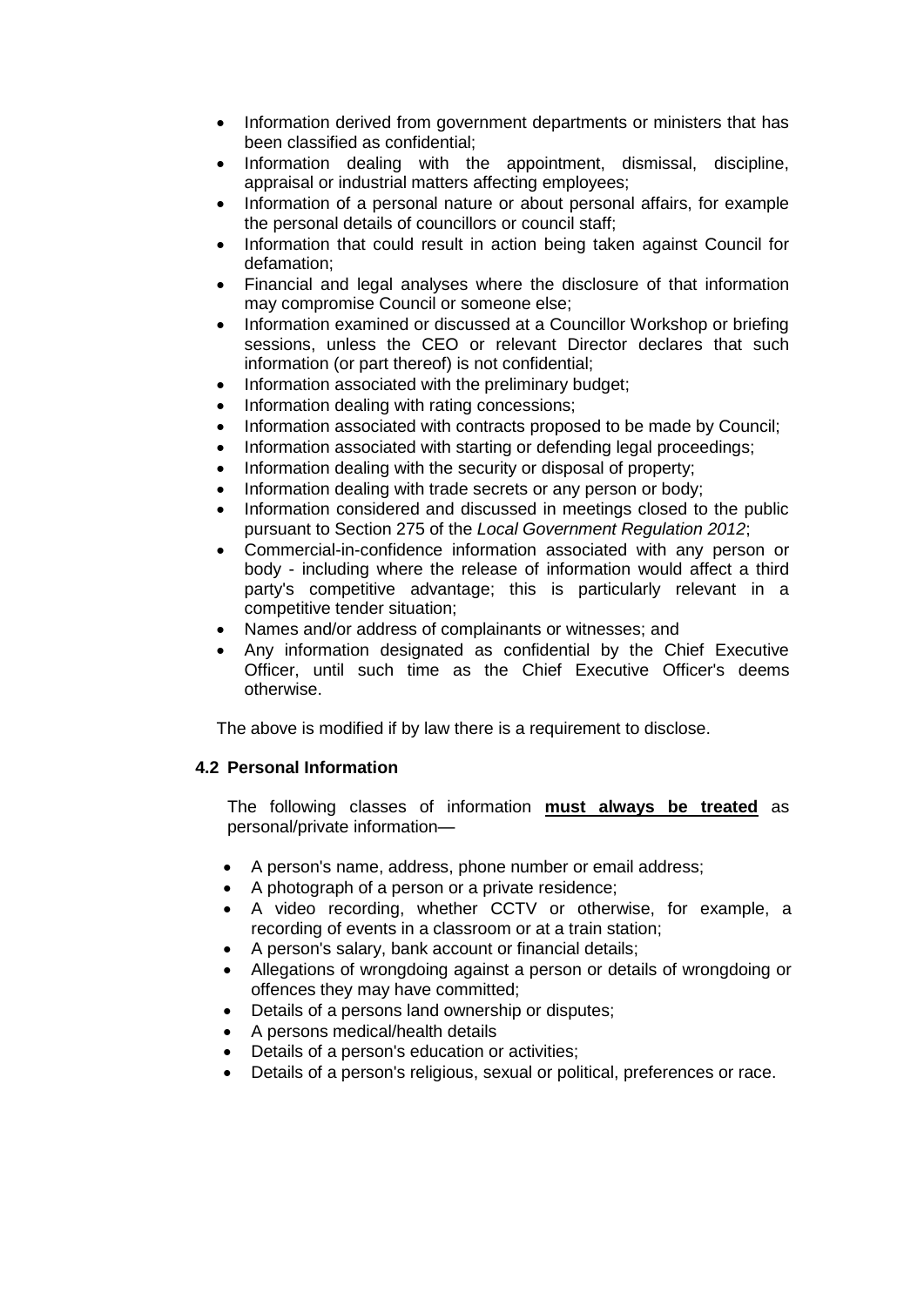- Information derived from government departments or ministers that has been classified as confidential;
- Information dealing with the appointment, dismissal, discipline, appraisal or industrial matters affecting employees;
- Information of a personal nature or about personal affairs, for example the personal details of councillors or council staff;
- Information that could result in action being taken against Council for defamation;
- Financial and legal analyses where the disclosure of that information may compromise Council or someone else;
- Information examined or discussed at a Councillor Workshop or briefing sessions, unless the CEO or relevant Director declares that such information (or part thereof) is not confidential;
- Information associated with the preliminary budget;
- Information dealing with rating concessions;
- Information associated with contracts proposed to be made by Council;
- Information associated with starting or defending legal proceedings;
- Information dealing with the security or disposal of property;
- Information dealing with trade secrets or any person or body;
- Information considered and discussed in meetings closed to the public pursuant to Section 275 of the *Local Government Regulation 2012*;
- Commercial-in-confidence information associated with any person or body - including where the release of information would affect a third party's competitive advantage; this is particularly relevant in a competitive tender situation;
- Names and/or address of complainants or witnesses; and
- Any information designated as confidential by the Chief Executive Officer, until such time as the Chief Executive Officer's deems otherwise.

The above is modified if by law there is a requirement to disclose.

### 4.2 Personal Information

The following classes of information **must always be treated** as personal/private information—

- A person's name, address, phone number or email address;
- A photograph of a person or a private residence;
- A video recording, whether CCTV or otherwise, for example, a recording of events in a classroom or at a train station;
- A person's salary, bank account or financial details;
- Allegations of wrongdoing against a person or details of wrongdoing or offences they may have committed;
- Details of a persons land ownership or disputes;
- A persons medical/health details
- Details of a person's education or activities;
- Details of a person's religious, sexual or political, preferences or race.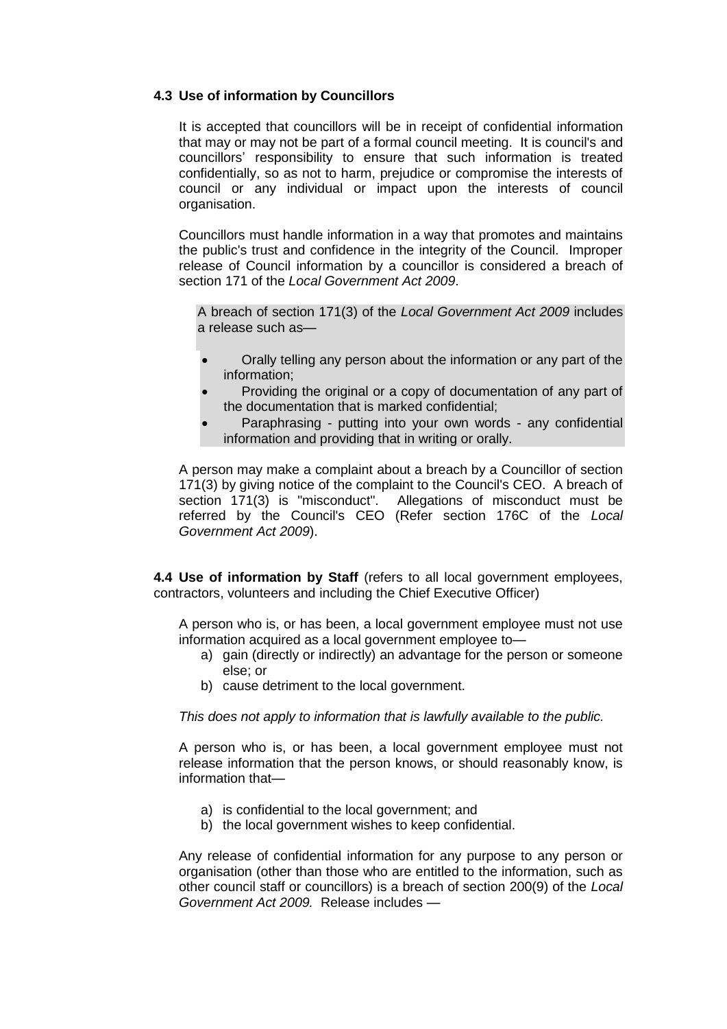### 4.3 Use of information by Councillors

It is accepted that councillors will be in receipt of confidential information that may or may not be part of a formal council meeting. It is council's and councillors' responsibility to ensure that such information is treated confidentially, so as not to harm, prejudice or compromise the interests of council or any individual or impact upon the interests of council organisation.

Councillors must handle information in a way that promotes and maintains the public's trust and confidence in the integrity of the Council. Improper release of Council information by a councillor is considered a breach of section 171 of the *Local Government Act 2009*.

A breach of section 171(3) of the *Local Government Act 2009* includes a release such as—

- Orally telling any person about the information or any part of the information;
- Providing the original or a copy of documentation of any part of the documentation that is marked confidential;
- Paraphrasing - putting into your own words - any confidential information and providing that in writing or orally.

A person may make a complaint about a breach by a Councillor of section 171(3) by giving notice of the complaint to the Council's CEO. A breach of section 171(3) is "misconduct". Allegations of misconduct must be referred by the Council's CEO (Refer section 176C of the *Local Government Act 2009*).

**4.4 Use of information by Staff** (refers to all local government employees, contractors, volunteers and including the Chief Executive Officer)

A person who is, or has been, a local government employee must not use information acquired as a local government employee to—

a) gain (directly or indirectly) an advantage for the person or someone else; or
b) cause detriment to the local government.

*This does not apply to information that is lawfully available to the public.*

A person who is, or has been, a local government employee must not release information that the person knows, or should reasonably know, is information that—

a) is confidential to the local government; and
b) the local government wishes to keep confidential.

Any release of confidential information for any purpose to any person or organisation (other than those who are entitled to the information, such as other council staff or councillors) is a breach of section 200(9) of the *Local Government Act 2009.* Release includes —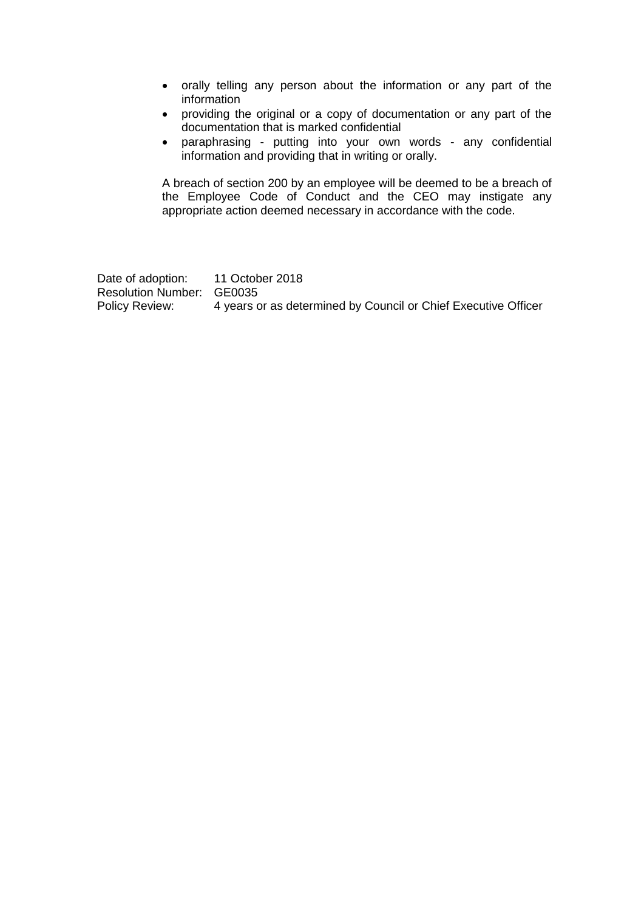- orally telling any person about the information or any part of the information
- providing the original or a copy of documentation or any part of the documentation that is marked confidential
- paraphrasing - putting into your own words - any confidential information and providing that in writing or orally.

A breach of section 200 by an employee will be deemed to be a breach of the Employee Code of Conduct and the CEO may instigate any appropriate action deemed necessary in accordance with the code.

| | |
|---|---|
| Date of adoption: | 11 October 2018 |
| Resolution Number: | GE0035 |
| Policy Review: | 4 years or as determined by Council or Chief Executive Officer |